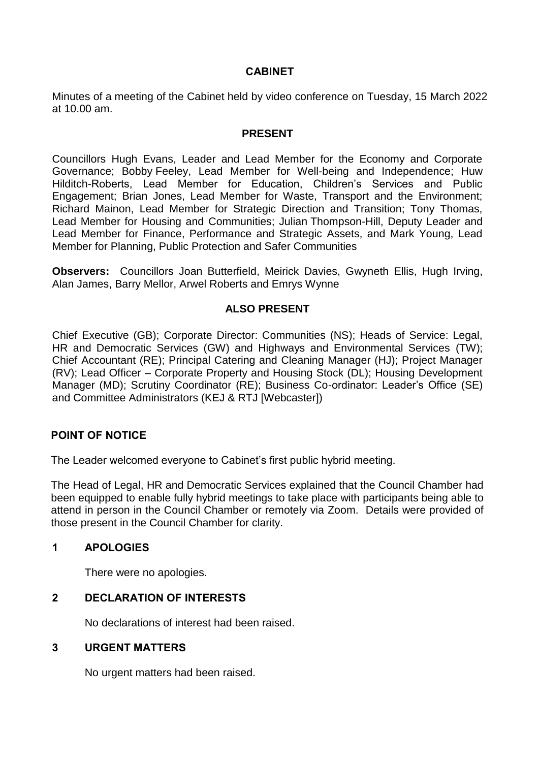# CABINET

Minutes of a meeting of the Cabinet held by video conference on Tuesday, 15 March 2022 at 10.00 am.

## PRESENT

Councillors Hugh Evans, Leader and Lead Member for the Economy and Corporate Governance; Bobby Feeley, Lead Member for Well-being and Independence; Huw Hilditch-Roberts, Lead Member for Education, Children's Services and Public Engagement; Brian Jones, Lead Member for Waste, Transport and the Environment; Richard Mainon, Lead Member for Strategic Direction and Transition; Tony Thomas, Lead Member for Housing and Communities; Julian Thompson-Hill, Deputy Leader and Lead Member for Finance, Performance and Strategic Assets, and Mark Young, Lead Member for Planning, Public Protection and Safer Communities

**Observers:** Councillors Joan Butterfield, Meirick Davies, Gwyneth Ellis, Hugh Irving, Alan James, Barry Mellor, Arwel Roberts and Emrys Wynne

## ALSO PRESENT

Chief Executive (GB); Corporate Director: Communities (NS); Heads of Service: Legal, HR and Democratic Services (GW) and Highways and Environmental Services (TW); Chief Accountant (RE); Principal Catering and Cleaning Manager (HJ); Project Manager (RV); Lead Officer – Corporate Property and Housing Stock (DL); Housing Development Manager (MD); Scrutiny Coordinator (RE); Business Co-ordinator: Leader's Office (SE) and Committee Administrators (KEJ & RTJ [Webcaster])

## POINT OF NOTICE

The Leader welcomed everyone to Cabinet's first public hybrid meeting.

The Head of Legal, HR and Democratic Services explained that the Council Chamber had been equipped to enable fully hybrid meetings to take place with participants being able to attend in person in the Council Chamber or remotely via Zoom. Details were provided of those present in the Council Chamber for clarity.

## 1 APOLOGIES

There were no apologies.

## 2 DECLARATION OF INTERESTS

No declarations of interest had been raised.

## 3 URGENT MATTERS

No urgent matters had been raised.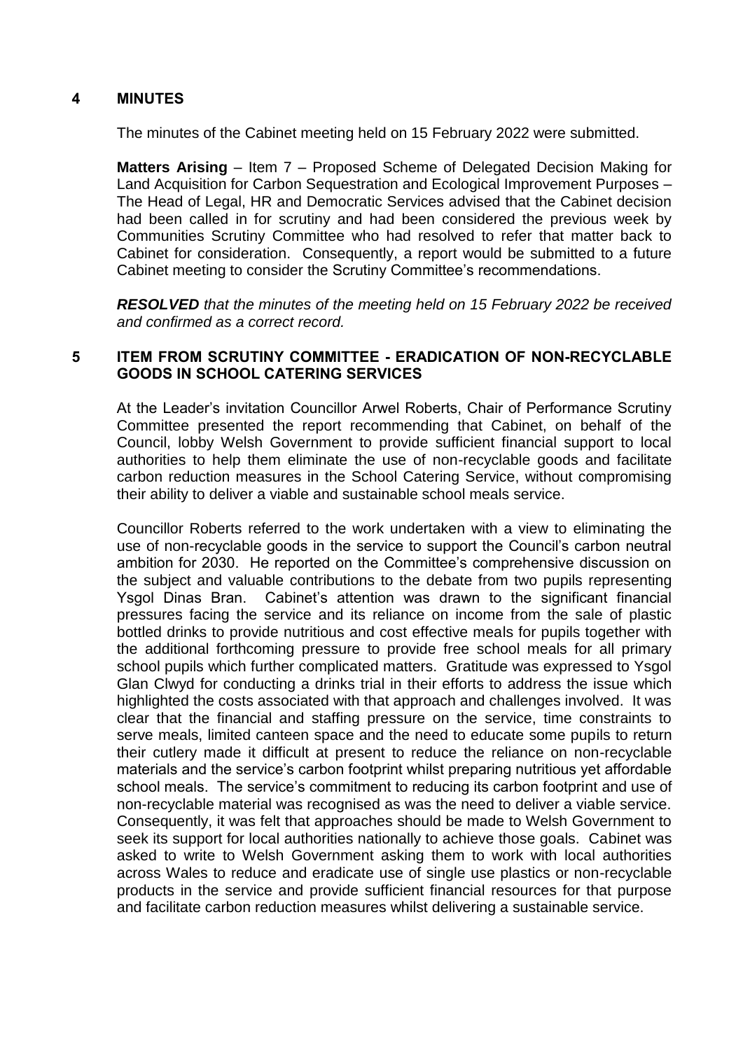## 4 MINUTES

The minutes of the Cabinet meeting held on 15 February 2022 were submitted.

**Matters Arising** – Item 7 – Proposed Scheme of Delegated Decision Making for Land Acquisition for Carbon Sequestration and Ecological Improvement Purposes – The Head of Legal, HR and Democratic Services advised that the Cabinet decision had been called in for scrutiny and had been considered the previous week by Communities Scrutiny Committee who had resolved to refer that matter back to Cabinet for consideration. Consequently, a report would be submitted to a future Cabinet meeting to consider the Scrutiny Committee's recommendations.

***RESOLVED*** *that the minutes of the meeting held on 15 February 2022 be received and confirmed as a correct record.*

## 5 ITEM FROM SCRUTINY COMMITTEE - ERADICATION OF NON-RECYCLABLE GOODS IN SCHOOL CATERING SERVICES

At the Leader's invitation Councillor Arwel Roberts, Chair of Performance Scrutiny Committee presented the report recommending that Cabinet, on behalf of the Council, lobby Welsh Government to provide sufficient financial support to local authorities to help them eliminate the use of non-recyclable goods and facilitate carbon reduction measures in the School Catering Service, without compromising their ability to deliver a viable and sustainable school meals service.

Councillor Roberts referred to the work undertaken with a view to eliminating the use of non-recyclable goods in the service to support the Council's carbon neutral ambition for 2030. He reported on the Committee's comprehensive discussion on the subject and valuable contributions to the debate from two pupils representing Ysgol Dinas Bran. Cabinet's attention was drawn to the significant financial pressures facing the service and its reliance on income from the sale of plastic bottled drinks to provide nutritious and cost effective meals for pupils together with the additional forthcoming pressure to provide free school meals for all primary school pupils which further complicated matters. Gratitude was expressed to Ysgol Glan Clwyd for conducting a drinks trial in their efforts to address the issue which highlighted the costs associated with that approach and challenges involved. It was clear that the financial and staffing pressure on the service, time constraints to serve meals, limited canteen space and the need to educate some pupils to return their cutlery made it difficult at present to reduce the reliance on non-recyclable materials and the service's carbon footprint whilst preparing nutritious yet affordable school meals. The service's commitment to reducing its carbon footprint and use of non-recyclable material was recognised as was the need to deliver a viable service. Consequently, it was felt that approaches should be made to Welsh Government to seek its support for local authorities nationally to achieve those goals. Cabinet was asked to write to Welsh Government asking them to work with local authorities across Wales to reduce and eradicate use of single use plastics or non-recyclable products in the service and provide sufficient financial resources for that purpose and facilitate carbon reduction measures whilst delivering a sustainable service.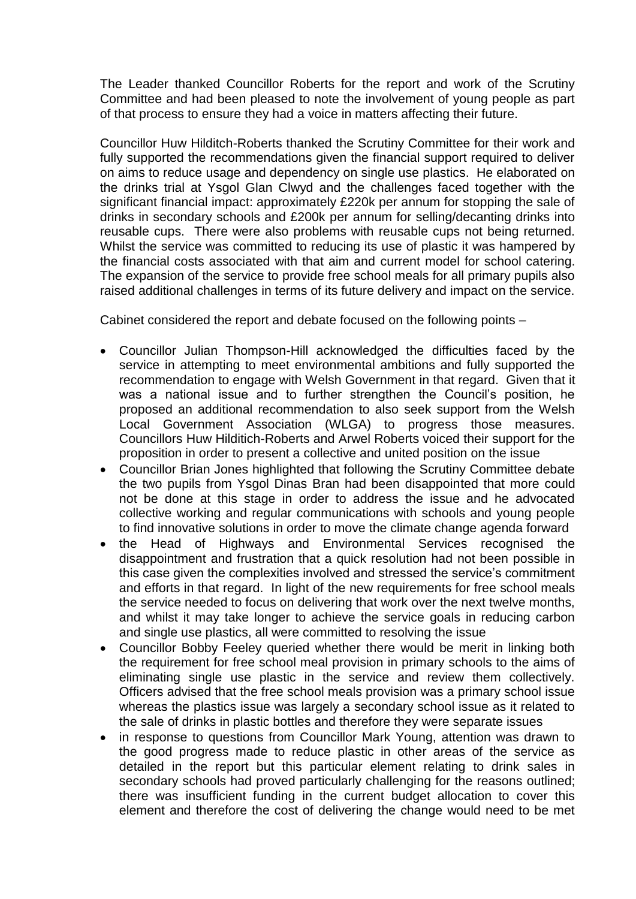The Leader thanked Councillor Roberts for the report and work of the Scrutiny Committee and had been pleased to note the involvement of young people as part of that process to ensure they had a voice in matters affecting their future.

Councillor Huw Hilditch-Roberts thanked the Scrutiny Committee for their work and fully supported the recommendations given the financial support required to deliver on aims to reduce usage and dependency on single use plastics. He elaborated on the drinks trial at Ysgol Glan Clwyd and the challenges faced together with the significant financial impact: approximately £220k per annum for stopping the sale of drinks in secondary schools and £200k per annum for selling/decanting drinks into reusable cups. There were also problems with reusable cups not being returned. Whilst the service was committed to reducing its use of plastic it was hampered by the financial costs associated with that aim and current model for school catering. The expansion of the service to provide free school meals for all primary pupils also raised additional challenges in terms of its future delivery and impact on the service.

Cabinet considered the report and debate focused on the following points –

- Councillor Julian Thompson-Hill acknowledged the difficulties faced by the service in attempting to meet environmental ambitions and fully supported the recommendation to engage with Welsh Government in that regard. Given that it was a national issue and to further strengthen the Council's position, he proposed an additional recommendation to also seek support from the Welsh Local Government Association (WLGA) to progress those measures. Councillors Huw Hilditich-Roberts and Arwel Roberts voiced their support for the proposition in order to present a collective and united position on the issue
- Councillor Brian Jones highlighted that following the Scrutiny Committee debate the two pupils from Ysgol Dinas Bran had been disappointed that more could not be done at this stage in order to address the issue and he advocated collective working and regular communications with schools and young people to find innovative solutions in order to move the climate change agenda forward
- the Head of Highways and Environmental Services recognised the disappointment and frustration that a quick resolution had not been possible in this case given the complexities involved and stressed the service's commitment and efforts in that regard. In light of the new requirements for free school meals the service needed to focus on delivering that work over the next twelve months, and whilst it may take longer to achieve the service goals in reducing carbon and single use plastics, all were committed to resolving the issue
- Councillor Bobby Feeley queried whether there would be merit in linking both the requirement for free school meal provision in primary schools to the aims of eliminating single use plastic in the service and review them collectively. Officers advised that the free school meals provision was a primary school issue whereas the plastics issue was largely a secondary school issue as it related to the sale of drinks in plastic bottles and therefore they were separate issues
- in response to questions from Councillor Mark Young, attention was drawn to the good progress made to reduce plastic in other areas of the service as detailed in the report but this particular element relating to drink sales in secondary schools had proved particularly challenging for the reasons outlined; there was insufficient funding in the current budget allocation to cover this element and therefore the cost of delivering the change would need to be met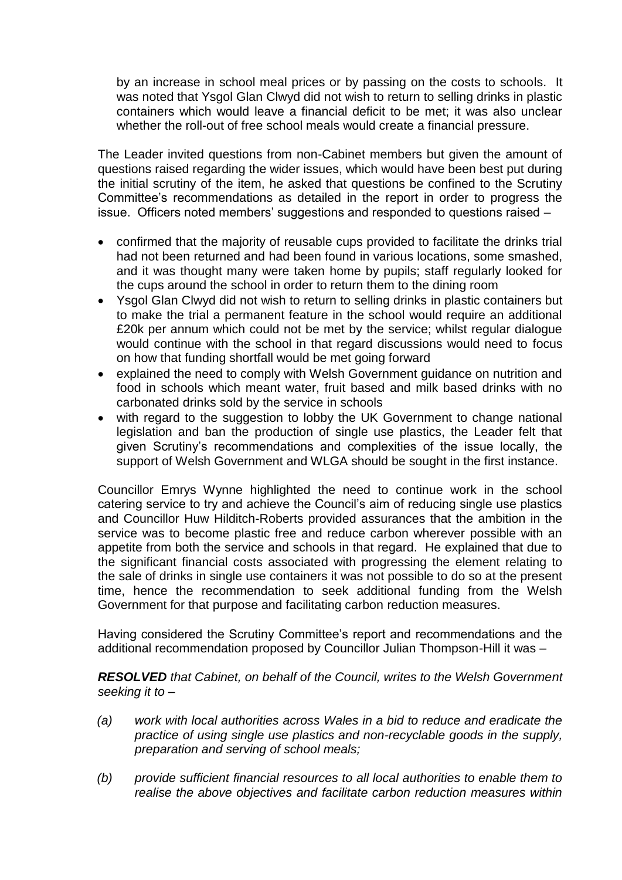by an increase in school meal prices or by passing on the costs to schools. It was noted that Ysgol Glan Clwyd did not wish to return to selling drinks in plastic containers which would leave a financial deficit to be met; it was also unclear whether the roll-out of free school meals would create a financial pressure.

The Leader invited questions from non-Cabinet members but given the amount of questions raised regarding the wider issues, which would have been best put during the initial scrutiny of the item, he asked that questions be confined to the Scrutiny Committee's recommendations as detailed in the report in order to progress the issue. Officers noted members' suggestions and responded to questions raised –

- confirmed that the majority of reusable cups provided to facilitate the drinks trial had not been returned and had been found in various locations, some smashed, and it was thought many were taken home by pupils; staff regularly looked for the cups around the school in order to return them to the dining room
- Ysgol Glan Clwyd did not wish to return to selling drinks in plastic containers but to make the trial a permanent feature in the school would require an additional £20k per annum which could not be met by the service; whilst regular dialogue would continue with the school in that regard discussions would need to focus on how that funding shortfall would be met going forward
- explained the need to comply with Welsh Government guidance on nutrition and food in schools which meant water, fruit based and milk based drinks with no carbonated drinks sold by the service in schools
- with regard to the suggestion to lobby the UK Government to change national legislation and ban the production of single use plastics, the Leader felt that given Scrutiny's recommendations and complexities of the issue locally, the support of Welsh Government and WLGA should be sought in the first instance.

Councillor Emrys Wynne highlighted the need to continue work in the school catering service to try and achieve the Council's aim of reducing single use plastics and Councillor Huw Hilditch-Roberts provided assurances that the ambition in the service was to become plastic free and reduce carbon wherever possible with an appetite from both the service and schools in that regard. He explained that due to the significant financial costs associated with progressing the element relating to the sale of drinks in single use containers it was not possible to do so at the present time, hence the recommendation to seek additional funding from the Welsh Government for that purpose and facilitating carbon reduction measures.

Having considered the Scrutiny Committee's report and recommendations and the additional recommendation proposed by Councillor Julian Thompson-Hill it was –

***RESOLVED*** *that Cabinet, on behalf of the Council, writes to the Welsh Government seeking it to –*

*(a) work with local authorities across Wales in a bid to reduce and eradicate the practice of using single use plastics and non-recyclable goods in the supply, preparation and serving of school meals;*

*(b) provide sufficient financial resources to all local authorities to enable them to realise the above objectives and facilitate carbon reduction measures within*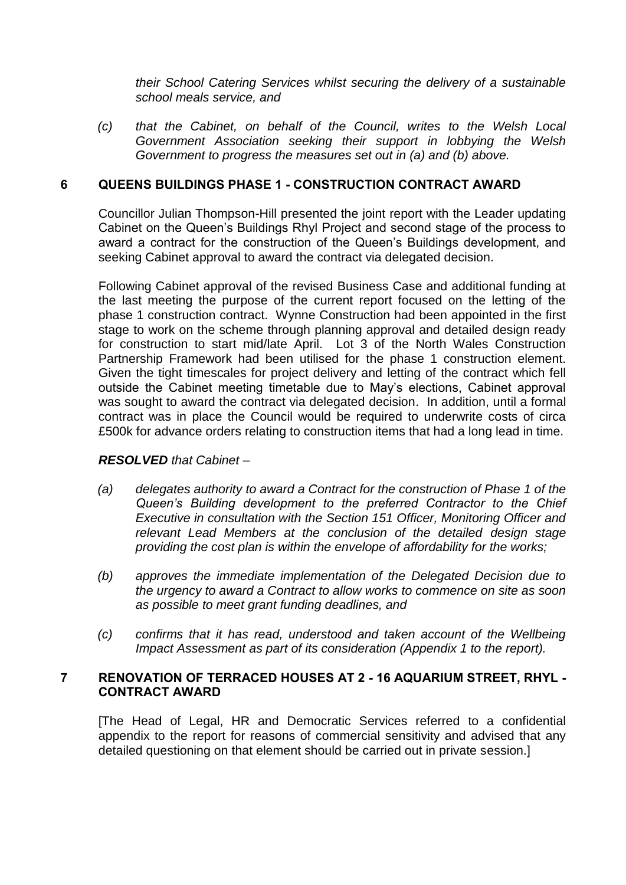*their School Catering Services whilst securing the delivery of a sustainable school meals service, and*

*(c) that the Cabinet, on behalf of the Council, writes to the Welsh Local Government Association seeking their support in lobbying the Welsh Government to progress the measures set out in (a) and (b) above.*

## 6 QUEENS BUILDINGS PHASE 1 - CONSTRUCTION CONTRACT AWARD

Councillor Julian Thompson-Hill presented the joint report with the Leader updating Cabinet on the Queen's Buildings Rhyl Project and second stage of the process to award a contract for the construction of the Queen's Buildings development, and seeking Cabinet approval to award the contract via delegated decision.

Following Cabinet approval of the revised Business Case and additional funding at the last meeting the purpose of the current report focused on the letting of the phase 1 construction contract. Wynne Construction had been appointed in the first stage to work on the scheme through planning approval and detailed design ready for construction to start mid/late April. Lot 3 of the North Wales Construction Partnership Framework had been utilised for the phase 1 construction element. Given the tight timescales for project delivery and letting of the contract which fell outside the Cabinet meeting timetable due to May's elections, Cabinet approval was sought to award the contract via delegated decision. In addition, until a formal contract was in place the Council would be required to underwrite costs of circa £500k for advance orders relating to construction items that had a long lead in time.

***RESOLVED*** *that Cabinet –*

*(a) delegates authority to award a Contract for the construction of Phase 1 of the Queen's Building development to the preferred Contractor to the Chief Executive in consultation with the Section 151 Officer, Monitoring Officer and relevant Lead Members at the conclusion of the detailed design stage providing the cost plan is within the envelope of affordability for the works;*

*(b) approves the immediate implementation of the Delegated Decision due to the urgency to award a Contract to allow works to commence on site as soon as possible to meet grant funding deadlines, and*

*(c) confirms that it has read, understood and taken account of the Wellbeing Impact Assessment as part of its consideration (Appendix 1 to the report).*

## 7 RENOVATION OF TERRACED HOUSES AT 2 - 16 AQUARIUM STREET, RHYL - CONTRACT AWARD

[The Head of Legal, HR and Democratic Services referred to a confidential appendix to the report for reasons of commercial sensitivity and advised that any detailed questioning on that element should be carried out in private session.]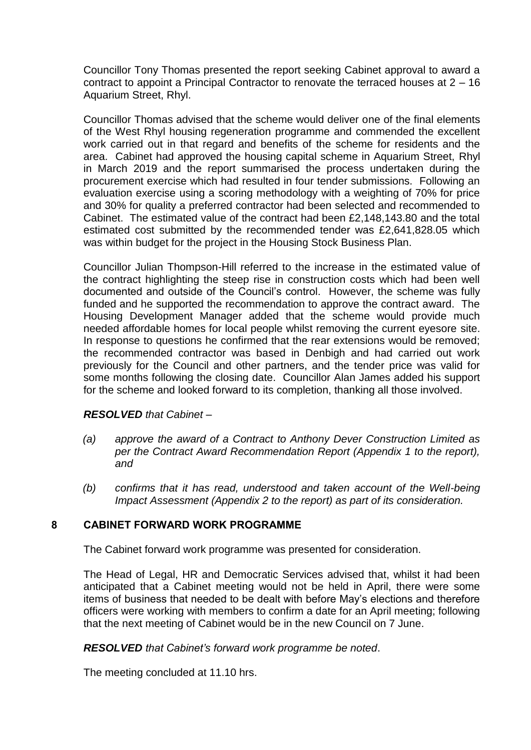Councillor Tony Thomas presented the report seeking Cabinet approval to award a contract to appoint a Principal Contractor to renovate the terraced houses at 2 – 16 Aquarium Street, Rhyl.

Councillor Thomas advised that the scheme would deliver one of the final elements of the West Rhyl housing regeneration programme and commended the excellent work carried out in that regard and benefits of the scheme for residents and the area. Cabinet had approved the housing capital scheme in Aquarium Street, Rhyl in March 2019 and the report summarised the process undertaken during the procurement exercise which had resulted in four tender submissions. Following an evaluation exercise using a scoring methodology with a weighting of 70% for price and 30% for quality a preferred contractor had been selected and recommended to Cabinet. The estimated value of the contract had been £2,148,143.80 and the total estimated cost submitted by the recommended tender was £2,641,828.05 which was within budget for the project in the Housing Stock Business Plan.

Councillor Julian Thompson-Hill referred to the increase in the estimated value of the contract highlighting the steep rise in construction costs which had been well documented and outside of the Council's control. However, the scheme was fully funded and he supported the recommendation to approve the contract award. The Housing Development Manager added that the scheme would provide much needed affordable homes for local people whilst removing the current eyesore site. In response to questions he confirmed that the rear extensions would be removed; the recommended contractor was based in Denbigh and had carried out work previously for the Council and other partners, and the tender price was valid for some months following the closing date. Councillor Alan James added his support for the scheme and looked forward to its completion, thanking all those involved.

***RESOLVED*** *that Cabinet –*

*(a) approve the award of a Contract to Anthony Dever Construction Limited as per the Contract Award Recommendation Report (Appendix 1 to the report), and*

*(b) confirms that it has read, understood and taken account of the Well-being Impact Assessment (Appendix 2 to the report) as part of its consideration.*

## 8 CABINET FORWARD WORK PROGRAMME

The Cabinet forward work programme was presented for consideration.

The Head of Legal, HR and Democratic Services advised that, whilst it had been anticipated that a Cabinet meeting would not be held in April, there were some items of business that needed to be dealt with before May's elections and therefore officers were working with members to confirm a date for an April meeting; following that the next meeting of Cabinet would be in the new Council on 7 June.

***RESOLVED*** *that Cabinet's forward work programme be noted*.

The meeting concluded at 11.10 hrs.